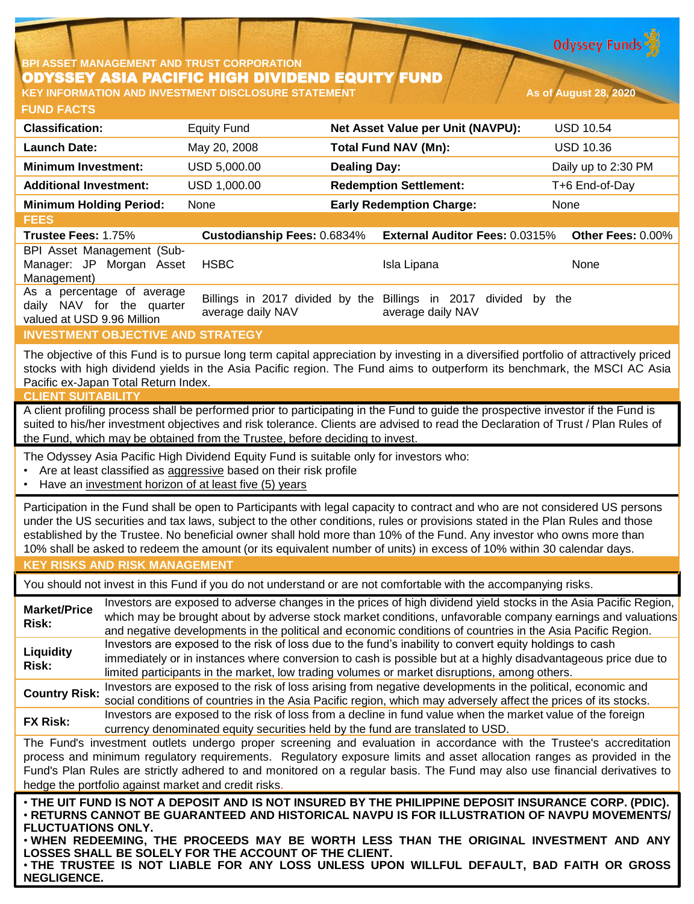BPI ASSET MANAGEMENT AND TRUST CORPORATION

# ODYSSEY ASIA PACIFIC HIGH DIVIDEND EQUITY FUND

**KEY INFORMATION AND INVESTMENT DISCLOSURE STATEMENT**

As of August 28, 2020

Odyssey Funds

## FUND FACTS

| | | | |
|---|---|---|---|
| **Classification:** | Equity Fund | **Net Asset Value per Unit (NAVPU):** | USD 10.54 |
| **Launch Date:** | May 20, 2008 | **Total Fund NAV (Mn):** | USD 10.36 |
| **Minimum Investment:** | USD 5,000.00 | **Dealing Day:** | Daily up to 2:30 PM |
| **Additional Investment:** | USD 1,000.00 | **Redemption Settlement:** | T+6 End-of-Day |
| **Minimum Holding Period:** | None | **Early Redemption Charge:** | None |

## FEES

| **Trustee Fees:** 1.75% | **Custodianship Fees:** 0.6834% | **External Auditor Fees:** 0.0315% | **Other Fees:** 0.00% |
|---|---|---|---|
| BPI Asset Management (Sub-Manager: JP Morgan Asset Management) | HSBC | Isla Lipana | None |
| As a percentage of average daily NAV for the quarter valued at USD 9.96 Million | Billings in 2017 divided by the average daily NAV | Billings in 2017 divided by the average daily NAV | |

## INVESTMENT OBJECTIVE AND STRATEGY

The objective of this Fund is to pursue long term capital appreciation by investing in a diversified portfolio of attractively priced stocks with high dividend yields in the Asia Pacific region. The Fund aims to outperform its benchmark, the MSCI AC Asia Pacific ex-Japan Total Return Index.

## CLIENT SUITABILITY

A client profiling process shall be performed prior to participating in the Fund to guide the prospective investor if the Fund is suited to his/her investment objectives and risk tolerance. Clients are advised to read the Declaration of Trust / Plan Rules of the Fund, which may be obtained from the Trustee, before deciding to invest.

The Odyssey Asia Pacific High Dividend Equity Fund is suitable only for investors who:

- Are at least classified as aggressive based on their risk profile
- Have an investment horizon of at least five (5) years

Participation in the Fund shall be open to Participants with legal capacity to contract and who are not considered US persons under the US securities and tax laws, subject to the other conditions, rules or provisions stated in the Plan Rules and those established by the Trustee. No beneficial owner shall hold more than 10% of the Fund. Any investor who owns more than 10% shall be asked to redeem the amount (or its equivalent number of units) in excess of 10% within 30 calendar days.

## KEY RISKS AND RISK MANAGEMENT

You should not invest in this Fund if you do not understand or are not comfortable with the accompanying risks.

| | |
|---|---|
| **Market/Price Risk:** | Investors are exposed to adverse changes in the prices of high dividend yield stocks in the Asia Pacific Region, which may be brought about by adverse stock market conditions, unfavorable company earnings and valuations and negative developments in the political and economic conditions of countries in the Asia Pacific Region. |
| **Liquidity Risk:** | Investors are exposed to the risk of loss due to the fund's inability to convert equity holdings to cash immediately or in instances where conversion to cash is possible but at a highly disadvantageous price due to limited participants in the market, low trading volumes or market disruptions, among others. |
| **Country Risk:** | Investors are exposed to the risk of loss arising from negative developments in the political, economic and social conditions of countries in the Asia Pacific region, which may adversely affect the prices of its stocks. |
| **FX Risk:** | Investors are exposed to the risk of loss from a decline in fund value when the market value of the foreign currency denominated equity securities held by the fund are translated to USD. |

The Fund's investment outlets undergo proper screening and evaluation in accordance with the Trustee's accreditation process and minimum regulatory requirements. Regulatory exposure limits and asset allocation ranges as provided in the Fund's Plan Rules are strictly adhered to and monitored on a regular basis. The Fund may also use financial derivatives to hedge the portfolio against market and credit risks.

- **THE UIT FUND IS NOT A DEPOSIT AND IS NOT INSURED BY THE PHILIPPINE DEPOSIT INSURANCE CORP. (PDIC).**
- **RETURNS CANNOT BE GUARANTEED AND HISTORICAL NAVPU IS FOR ILLUSTRATION OF NAVPU MOVEMENTS/ FLUCTUATIONS ONLY.**
- **WHEN REDEEMING, THE PROCEEDS MAY BE WORTH LESS THAN THE ORIGINAL INVESTMENT AND ANY LOSSES SHALL BE SOLELY FOR THE ACCOUNT OF THE CLIENT.**
- **THE TRUSTEE IS NOT LIABLE FOR ANY LOSS UNLESS UPON WILLFUL DEFAULT, BAD FAITH OR GROSS NEGLIGENCE.**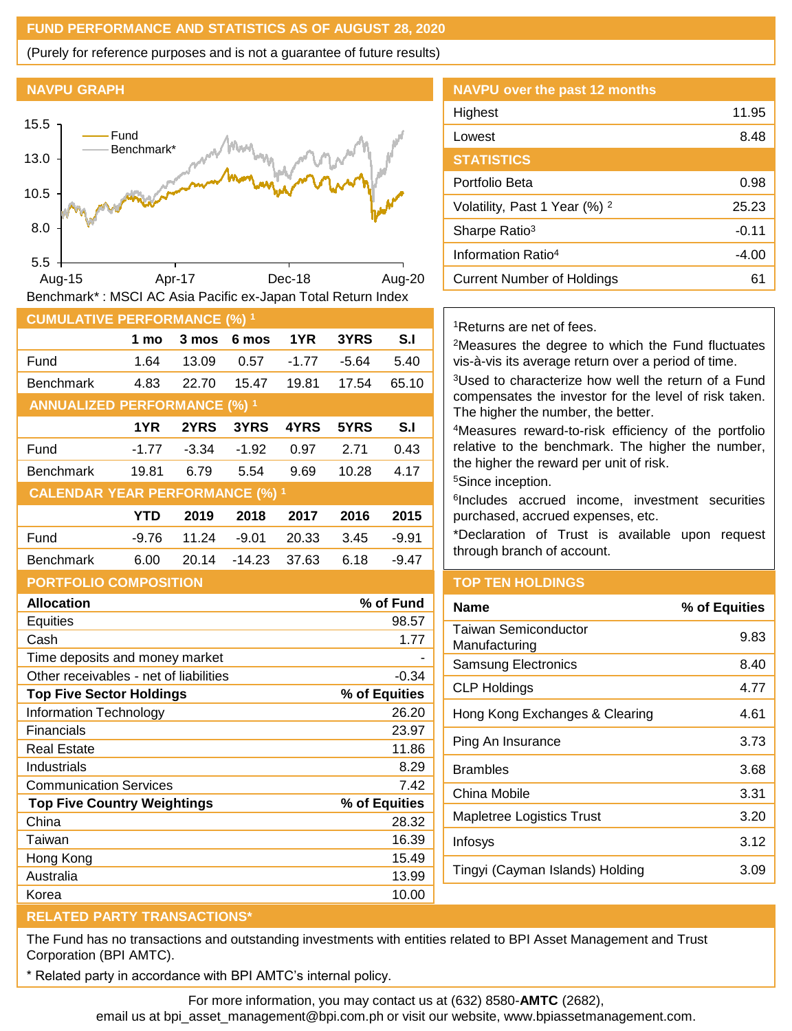## FUND PERFORMANCE AND STATISTICS AS OF AUGUST 28, 2020

(Purely for reference purposes and is not a guarantee of future results)

### NAVPU GRAPH

Benchmark* : MSCI AC Asia Pacific ex-Japan Total Return Index

### NAVPU over the past 12 months

| | |
|---|---|
| Highest | 11.95 |
| Lowest | 8.48 |

### STATISTICS

| | |
|---|---|
| Portfolio Beta | 0.98 |
| Volatility, Past 1 Year (%) [2] | 25.23 |
| Sharpe Ratio[3] | -0.11 |
| Information Ratio[4] | -4.00 |
| Current Number of Holdings | 61 |

### CUMULATIVE PERFORMANCE (%) [1]

| | 1 mo | 3 mos | 6 mos | 1YR | 3YRS | S.I |
|---|---|---|---|---|---|---|
| Fund | 1.64 | 13.09 | 0.57 | -1.77 | -5.64 | 5.40 |
| Benchmark | 4.83 | 22.70 | 15.47 | 19.81 | 17.54 | 65.10 |

### ANNUALIZED PERFORMANCE (%) [1]

| | 1YR | 2YRS | 3YRS | 4YRS | 5YRS | S.I |
|---|---|---|---|---|---|---|
| Fund | -1.77 | -3.34 | -1.92 | 0.97 | 2.71 | 0.43 |
| Benchmark | 19.81 | 6.79 | 5.54 | 9.69 | 10.28 | 4.17 |

### CALENDAR YEAR PERFORMANCE (%) [1]

| | YTD | 2019 | 2018 | 2017 | 2016 | 2015 |
|---|---|---|---|---|---|---|
| Fund | -9.76 | 11.24 | -9.01 | 20.33 | 3.45 | -9.91 |
| Benchmark | 6.00 | 20.14 | -14.23 | 37.63 | 6.18 | -9.47 |

[1]Returns are net of fees.

[2]Measures the degree to which the Fund fluctuates vis-à-vis its average return over a period of time.

[3]Used to characterize how well the return of a Fund compensates the investor for the level of risk taken. The higher the number, the better.

[4]Measures reward-to-risk efficiency of the portfolio relative to the benchmark. The higher the number, the higher the reward per unit of risk.

[5]Since inception.

[6]Includes accrued income, investment securities purchased, accrued expenses, etc.

*Declaration of Trust is available upon request through branch of account.

### PORTFOLIO COMPOSITION

| **Allocation** | **% of Fund** |
|---|---|
| Equities | 98.57 |
| Cash | 1.77 |
| Time deposits and money market | - |
| Other receivables - net of liabilities | -0.34 |
| **Top Five Sector Holdings** | **% of Equities** |
| Information Technology | 26.20 |
| Financials | 23.97 |
| Real Estate | 11.86 |
| Industrials | 8.29 |
| Communication Services | 7.42 |
| **Top Five Country Weightings** | **% of Equities** |
| China | 28.32 |
| Taiwan | 16.39 |
| Hong Kong | 15.49 |
| Australia | 13.99 |
| Korea | 10.00 |

### TOP TEN HOLDINGS

| Name | % of Equities |
|---|---|
| Taiwan Semiconductor Manufacturing | 9.83 |
| Samsung Electronics | 8.40 |
| CLP Holdings | 4.77 |
| Hong Kong Exchanges & Clearing | 4.61 |
| Ping An Insurance | 3.73 |
| Brambles | 3.68 |
| China Mobile | 3.31 |
| Mapletree Logistics Trust | 3.20 |
| Infosys | 3.12 |
| Tingyi (Cayman Islands) Holding | 3.09 |

### RELATED PARTY TRANSACTIONS*

The Fund has no transactions and outstanding investments with entities related to BPI Asset Management and Trust Corporation (BPI AMTC).

* Related party in accordance with BPI AMTC's internal policy.

For more information, you may contact us at (632) 8580-**AMTC** (2682), email us at bpi_asset_management@bpi.com.ph or visit our website, www.bpiassetmanagement.com.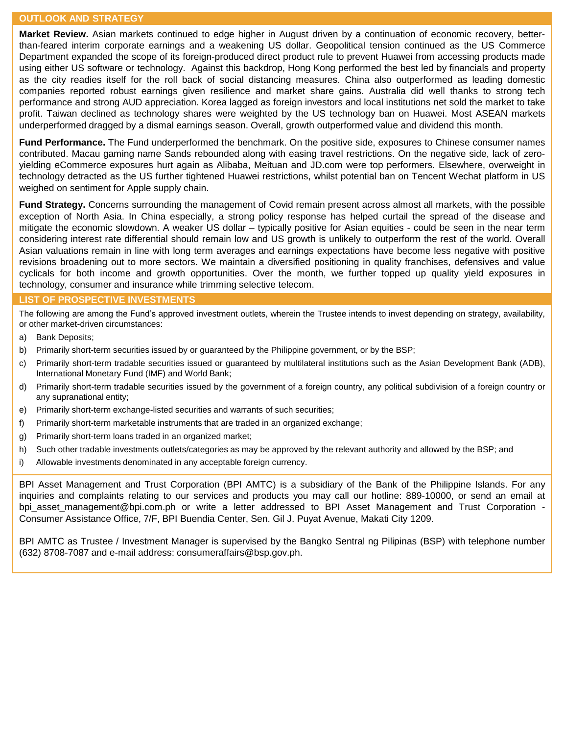## OUTLOOK AND STRATEGY

**Market Review.** Asian markets continued to edge higher in August driven by a continuation of economic recovery, better-than-feared interim corporate earnings and a weakening US dollar. Geopolitical tension continued as the US Commerce Department expanded the scope of its foreign-produced direct product rule to prevent Huawei from accessing products made using either US software or technology. Against this backdrop, Hong Kong performed the best led by financials and property as the city readies itself for the roll back of social distancing measures. China also outperformed as leading domestic companies reported robust earnings given resilience and market share gains. Australia did well thanks to strong tech performance and strong AUD appreciation. Korea lagged as foreign investors and local institutions net sold the market to take profit. Taiwan declined as technology shares were weighted by the US technology ban on Huawei. Most ASEAN markets underperformed dragged by a dismal earnings season. Overall, growth outperformed value and dividend this month.

**Fund Performance.** The Fund underperformed the benchmark. On the positive side, exposures to Chinese consumer names contributed. Macau gaming name Sands rebounded along with easing travel restrictions. On the negative side, lack of zero-yielding eCommerce exposures hurt again as Alibaba, Meituan and JD.com were top performers. Elsewhere, overweight in technology detracted as the US further tightened Huawei restrictions, whilst potential ban on Tencent Wechat platform in US weighed on sentiment for Apple supply chain.

**Fund Strategy.** Concerns surrounding the management of Covid remain present across almost all markets, with the possible exception of North Asia. In China especially, a strong policy response has helped curtail the spread of the disease and mitigate the economic slowdown. A weaker US dollar – typically positive for Asian equities - could be seen in the near term considering interest rate differential should remain low and US growth is unlikely to outperform the rest of the world. Overall Asian valuations remain in line with long term averages and earnings expectations have become less negative with positive revisions broadening out to more sectors. We maintain a diversified positioning in quality franchises, defensives and value cyclicals for both income and growth opportunities. Over the month, we further topped up quality yield exposures in technology, consumer and insurance while trimming selective telecom.

## LIST OF PROSPECTIVE INVESTMENTS

The following are among the Fund's approved investment outlets, wherein the Trustee intends to invest depending on strategy, availability, or other market-driven circumstances:

a) Bank Deposits;
b) Primarily short-term securities issued by or guaranteed by the Philippine government, or by the BSP;
c) Primarily short-term tradable securities issued or guaranteed by multilateral institutions such as the Asian Development Bank (ADB), International Monetary Fund (IMF) and World Bank;
d) Primarily short-term tradable securities issued by the government of a foreign country, any political subdivision of a foreign country or any supranational entity;
e) Primarily short-term exchange-listed securities and warrants of such securities;
f) Primarily short-term marketable instruments that are traded in an organized exchange;
g) Primarily short-term loans traded in an organized market;
h) Such other tradable investments outlets/categories as may be approved by the relevant authority and allowed by the BSP; and
i) Allowable investments denominated in any acceptable foreign currency.

BPI Asset Management and Trust Corporation (BPI AMTC) is a subsidiary of the Bank of the Philippine Islands. For any inquiries and complaints relating to our services and products you may call our hotline: 889-10000, or send an email at bpi_asset_management@bpi.com.ph or write a letter addressed to BPI Asset Management and Trust Corporation - Consumer Assistance Office, 7/F, BPI Buendia Center, Sen. Gil J. Puyat Avenue, Makati City 1209.

BPI AMTC as Trustee / Investment Manager is supervised by the Bangko Sentral ng Pilipinas (BSP) with telephone number (632) 8708-7087 and e-mail address: consumeraffairs@bsp.gov.ph.